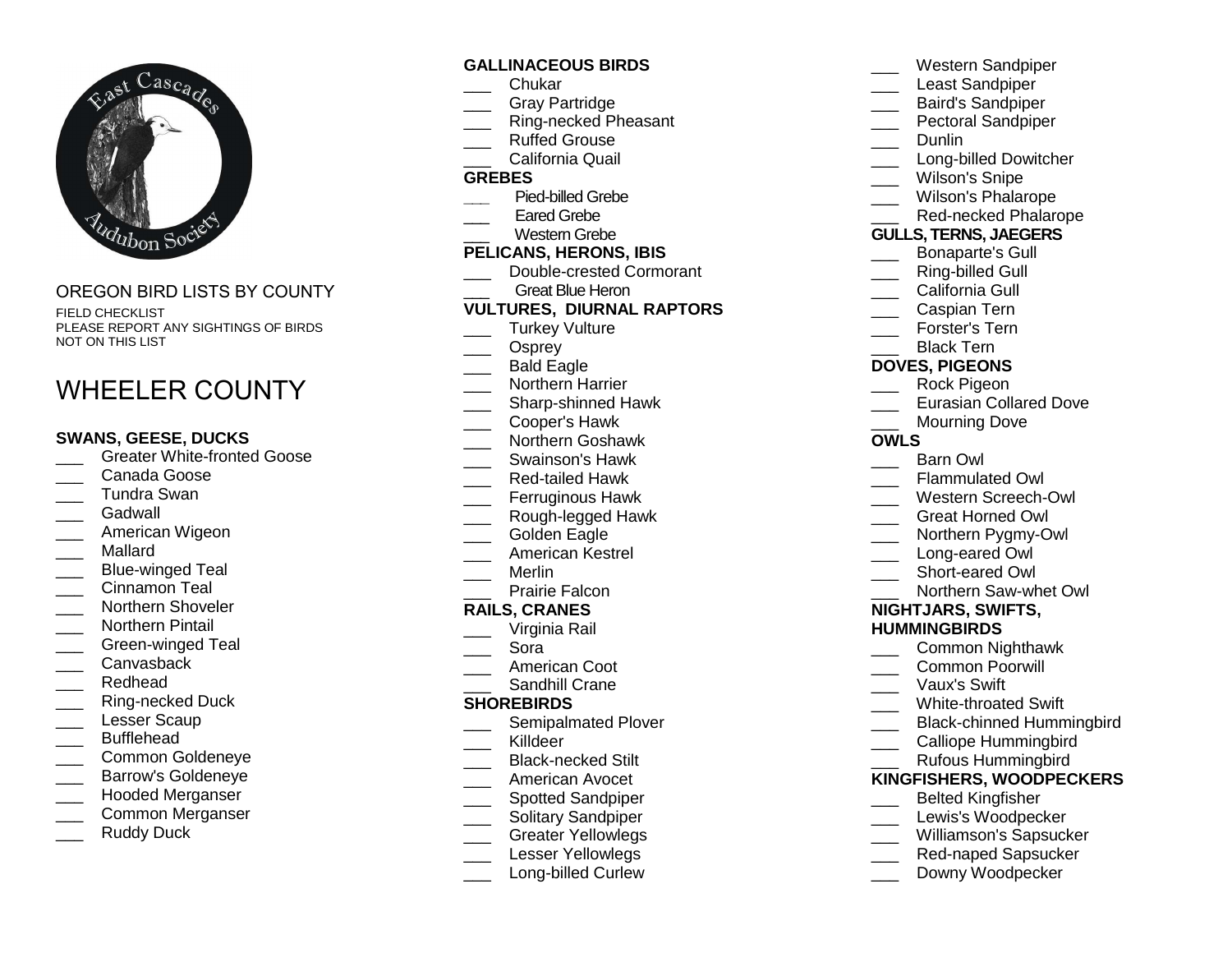OREGON BIRD LISTS BY COUNTY

FIELD CHECKLIST
PLEASE REPORT ANY SIGHTINGS OF BIRDS NOT ON THIS LIST

# WHEELER COUNTY

**SWANS, GEESE, DUCKS**
- ___ Greater White-fronted Goose
- ___ Canada Goose
- ___ Tundra Swan
- ___ Gadwall
- ___ American Wigeon
- ___ Mallard
- ___ Blue-winged Teal
- ___ Cinnamon Teal
- ___ Northern Shoveler
- ___ Northern Pintail
- ___ Green-winged Teal
- ___ Canvasback
- ___ Redhead
- ___ Ring-necked Duck
- ___ Lesser Scaup
- ___ Bufflehead
- ___ Common Goldeneye
- ___ Barrow's Goldeneye
- ___ Hooded Merganser
- ___ Common Merganser
- ___ Ruddy Duck

**GALLINACEOUS BIRDS**
- ___ Chukar
- ___ Gray Partridge
- ___ Ring-necked Pheasant
- ___ Ruffed Grouse
- ___ California Quail

**GREBES**
- ___ Pied-billed Grebe
- ___ Eared Grebe
- ___ Western Grebe

**PELICANS, HERONS, IBIS**
- ___ Double-crested Cormorant
- ___ Great Blue Heron

**VULTURES, DIURNAL RAPTORS**
- ___ Turkey Vulture
- ___ Osprey
- ___ Bald Eagle
- ___ Northern Harrier
- ___ Sharp-shinned Hawk
- ___ Cooper's Hawk
- ___ Northern Goshawk
- ___ Swainson's Hawk
- ___ Red-tailed Hawk
- ___ Ferruginous Hawk
- ___ Rough-legged Hawk
- ___ Golden Eagle
- ___ American Kestrel
- ___ Merlin
- ___ Prairie Falcon

**RAILS, CRANES**
- ___ Virginia Rail
- ___ Sora
- ___ American Coot
- ___ Sandhill Crane

**SHOREBIRDS**
- ___ Semipalmated Plover
- ___ Killdeer
- ___ Black-necked Stilt
- ___ American Avocet
- ___ Spotted Sandpiper
- ___ Solitary Sandpiper
- ___ Greater Yellowlegs
- ___ Lesser Yellowlegs
- ___ Long-billed Curlew
- ___ Western Sandpiper
- ___ Least Sandpiper
- ___ Baird's Sandpiper
- ___ Pectoral Sandpiper
- ___ Dunlin
- ___ Long-billed Dowitcher
- ___ Wilson's Snipe
- ___ Wilson's Phalarope
- ___ Red-necked Phalarope

**GULLS, TERNS, JAEGERS**
- ___ Bonaparte's Gull
- ___ Ring-billed Gull
- ___ California Gull
- ___ Caspian Tern
- ___ Forster's Tern
- ___ Black Tern

**DOVES, PIGEONS**
- ___ Rock Pigeon
- ___ Eurasian Collared Dove
- ___ Mourning Dove

**OWLS**
- ___ Barn Owl
- ___ Flammulated Owl
- ___ Western Screech-Owl
- ___ Great Horned Owl
- ___ Northern Pygmy-Owl
- ___ Long-eared Owl
- ___ Short-eared Owl
- ___ Northern Saw-whet Owl

**NIGHTJARS, SWIFTS, HUMMINGBIRDS**
- ___ Common Nighthawk
- ___ Common Poorwill
- ___ Vaux's Swift
- ___ White-throated Swift
- ___ Black-chinned Hummingbird
- ___ Calliope Hummingbird
- ___ Rufous Hummingbird

**KINGFISHERS, WOODPECKERS**
- ___ Belted Kingfisher
- ___ Lewis's Woodpecker
- ___ Williamson's Sapsucker
- ___ Red-naped Sapsucker
- ___ Downy Woodpecker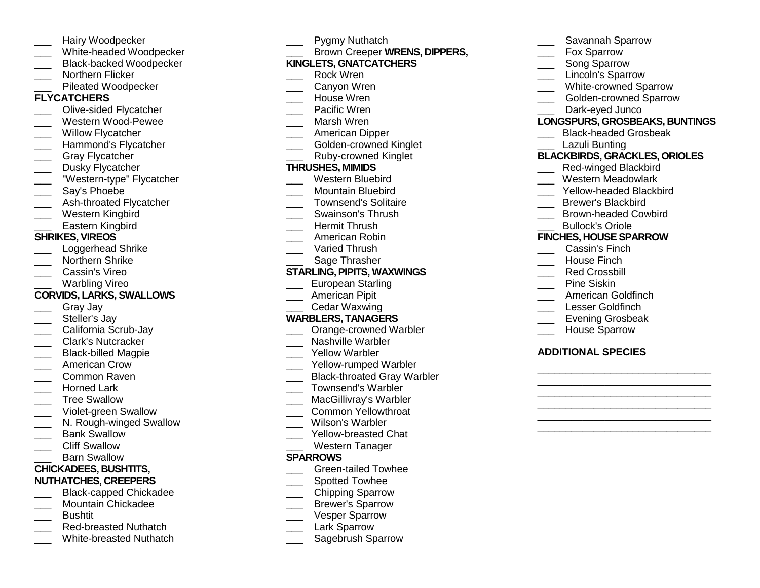- ___ Hairy Woodpecker
- ___ White-headed Woodpecker
- ___ Black-backed Woodpecker
- ___ Northern Flicker
- ___ Pileated Woodpecker

**FLYCATCHERS**

- ___ Olive-sided Flycatcher
- ___ Western Wood-Pewee
- ___ Willow Flycatcher
- ___ Hammond's Flycatcher
- ___ Gray Flycatcher
- ___ Dusky Flycatcher
- ___ "Western-type" Flycatcher
- ___ Say's Phoebe
- ___ Ash-throated Flycatcher
- ___ Western Kingbird
- ___ Eastern Kingbird

**SHRIKES, VIREOS**

- ___ Loggerhead Shrike
- ___ Northern Shrike
- ___ Cassin's Vireo
- ___ Warbling Vireo

**CORVIDS, LARKS, SWALLOWS**

- ___ Gray Jay
- ___ Steller's Jay
- ___ California Scrub-Jay
- ___ Clark's Nutcracker
- ___ Black-billed Magpie
- ___ American Crow
- ___ Common Raven
- ___ Horned Lark
- ___ Tree Swallow
- ___ Violet-green Swallow
- ___ N. Rough-winged Swallow
- ___ Bank Swallow
- ___ Cliff Swallow
- ___ Barn Swallow

**CHICKADEES, BUSHTITS, NUTHATCHES, CREEPERS**

- ___ Black-capped Chickadee
- ___ Mountain Chickadee
- ___ Bushtit
- ___ Red-breasted Nuthatch
- ___ White-breasted Nuthatch
- ___ Pygmy Nuthatch
- ___ Brown Creeper

**WRENS, DIPPERS, KINGLETS, GNATCATCHERS**

- ___ Rock Wren
- ___ Canyon Wren
- ___ House Wren
- ___ Pacific Wren
- ___ Marsh Wren
- ___ American Dipper
- ___ Golden-crowned Kinglet
- ___ Ruby-crowned Kinglet

**THRUSHES, MIMIDS**

- ___ Western Bluebird
- ___ Mountain Bluebird
- ___ Townsend's Solitaire
- ___ Swainson's Thrush
- ___ Hermit Thrush
- ___ American Robin
- ___ Varied Thrush
- ___ Sage Thrasher

**STARLING, PIPITS, WAXWINGS**

- ___ European Starling
- ___ American Pipit
- ___ Cedar Waxwing

**WARBLERS, TANAGERS**

- ___ Orange-crowned Warbler
- ___ Nashville Warbler
- ___ Yellow Warbler
- ___ Yellow-rumped Warbler
- ___ Black-throated Gray Warbler
- ___ Townsend's Warbler
- ___ MacGillivray's Warbler
- ___ Common Yellowthroat
- ___ Wilson's Warbler
- ___ Yellow-breasted Chat
- ___ Western Tanager

**SPARROWS**

- ___ Green-tailed Towhee
- ___ Spotted Towhee
- ___ Chipping Sparrow
- ___ Brewer's Sparrow
- ___ Vesper Sparrow
- ___ Lark Sparrow
- ___ Sagebrush Sparrow
- ___ Savannah Sparrow
- ___ Fox Sparrow
- ___ Song Sparrow
- ___ Lincoln's Sparrow
- ___ White-crowned Sparrow
- ___ Golden-crowned Sparrow
- ___ Dark-eyed Junco

**LONGSPURS, GROSBEAKS, BUNTINGS**

- ___ Black-headed Grosbeak
- ___ Lazuli Bunting

**BLACKBIRDS, GRACKLES, ORIOLES**

- ___ Red-winged Blackbird
- ___ Western Meadowlark
- ___ Yellow-headed Blackbird
- ___ Brewer's Blackbird
- ___ Brown-headed Cowbird
- ___ Bullock's Oriole

**FINCHES, HOUSE SPARROW**

- ___ Cassin's Finch
- ___ House Finch
- ___ Red Crossbill
- ___ Pine Siskin
- ___ American Goldfinch
- ___ Lesser Goldfinch
- ___ Evening Grosbeak
- ___ House Sparrow

**ADDITIONAL SPECIES**

______________________________
______________________________
______________________________
______________________________
______________________________
______________________________